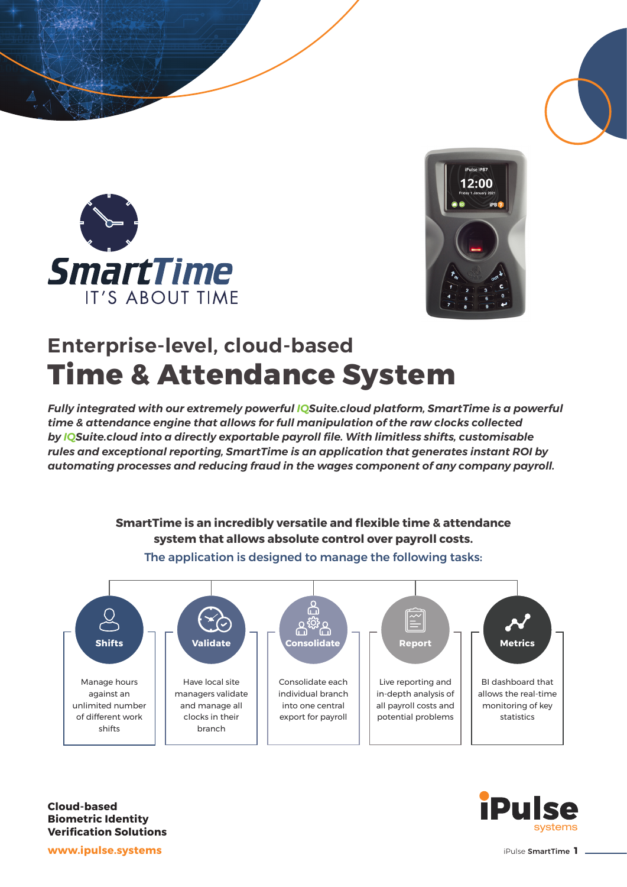# SmartTime

IT'S ABOUT TIME

## Enterprise-level, cloud-based

# Time & Attendance System

***Fully integrated with our extremely powerful IQSuite.cloud platform, SmartTime is a powerful time & attendance engine that allows for full manipulation of the raw clocks collected by IQSuite.cloud into a directly exportable payroll file. With limitless shifts, customisable rules and exceptional reporting, SmartTime is an application that generates instant ROI by automating processes and reducing fraud in the wages component of any company payroll.***

**SmartTime is an incredibly versatile and flexible time & attendance system that allows absolute control over payroll costs.**

The application is designed to manage the following tasks:

**Shifts**

Manage hours against an unlimited number of different work shifts

**Validate**

Have local site managers validate and manage all clocks in their branch

**Consolidate**

Consolidate each individual branch into one central export for payroll

**Report**

Live reporting and in-depth analysis of all payroll costs and potential problems

**Metrics**

BI dashboard that allows the real-time monitoring of key statistics

**Cloud-based**
**Biometric Identity**
**Verification Solutions**

**www.ipulse.systems**

iPulse systems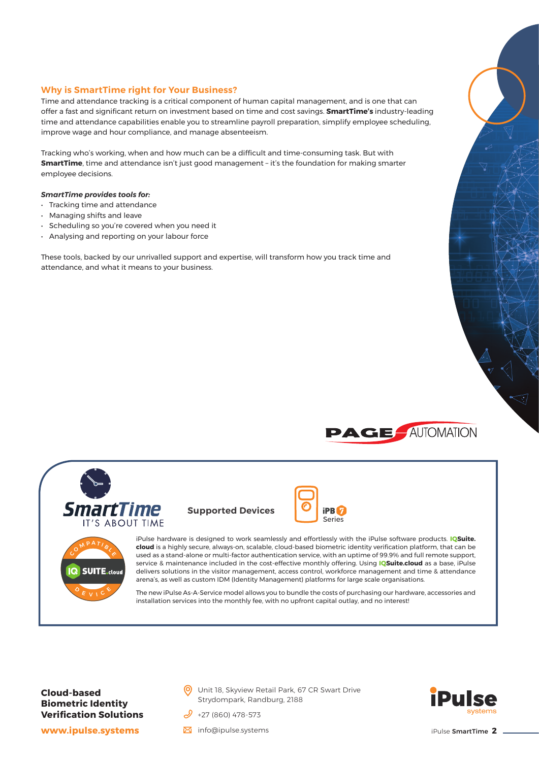## Why is SmartTime right for Your Business?

Time and attendance tracking is a critical component of human capital management, and is one that can offer a fast and significant return on investment based on time and cost savings. **SmartTime's** industry-leading time and attendance capabilities enable you to streamline payroll preparation, simplify employee scheduling, improve wage and hour compliance, and manage absenteeism.

Tracking who's working, when and how much can be a difficult and time-consuming task. But with **SmartTime**, time and attendance isn't just good management – it's the foundation for making smarter employee decisions.

***SmartTime provides tools for:***

- Tracking time and attendance
- Managing shifts and leave
- Scheduling so you're covered when you need it
- Analysing and reporting on your labour force

These tools, backed by our unrivalled support and expertise, will transform how you track time and attendance, and what it means to your business.

PAGE AUTOMATION

SmartTime
IT'S ABOUT TIME

**Supported Devices**

iPB 7 Series

COMPATIBLE IQ SUITE.cloud DEVICE

iPulse hardware is designed to work seamlessly and effortlessly with the iPulse software products. **IQSuite.cloud** is a highly secure, always-on, scalable, cloud-based biometric identity verification platform, that can be used as a stand-alone or multi-factor authentication service, with an uptime of 99.9% and full remote support, service & maintenance included in the cost-effective monthly offering. Using **IQSuite.cloud** as a base, iPulse delivers solutions in the visitor management, access control, workforce management and time & attendance arena's, as well as custom IDM (Identity Management) platforms for large scale organisations.

The new iPulse As-A-Service model allows you to bundle the costs of purchasing our hardware, accessories and installation services into the monthly fee, with no upfront capital outlay, and no interest!

**Cloud-based Biometric Identity Verification Solutions**

**www.ipulse.systems**

Unit 18, Skyview Retail Park, 67 CR Swart Drive
Strydompark, Randburg, 2188

+27 (860) 478-573

info@ipulse.systems

iPulse systems